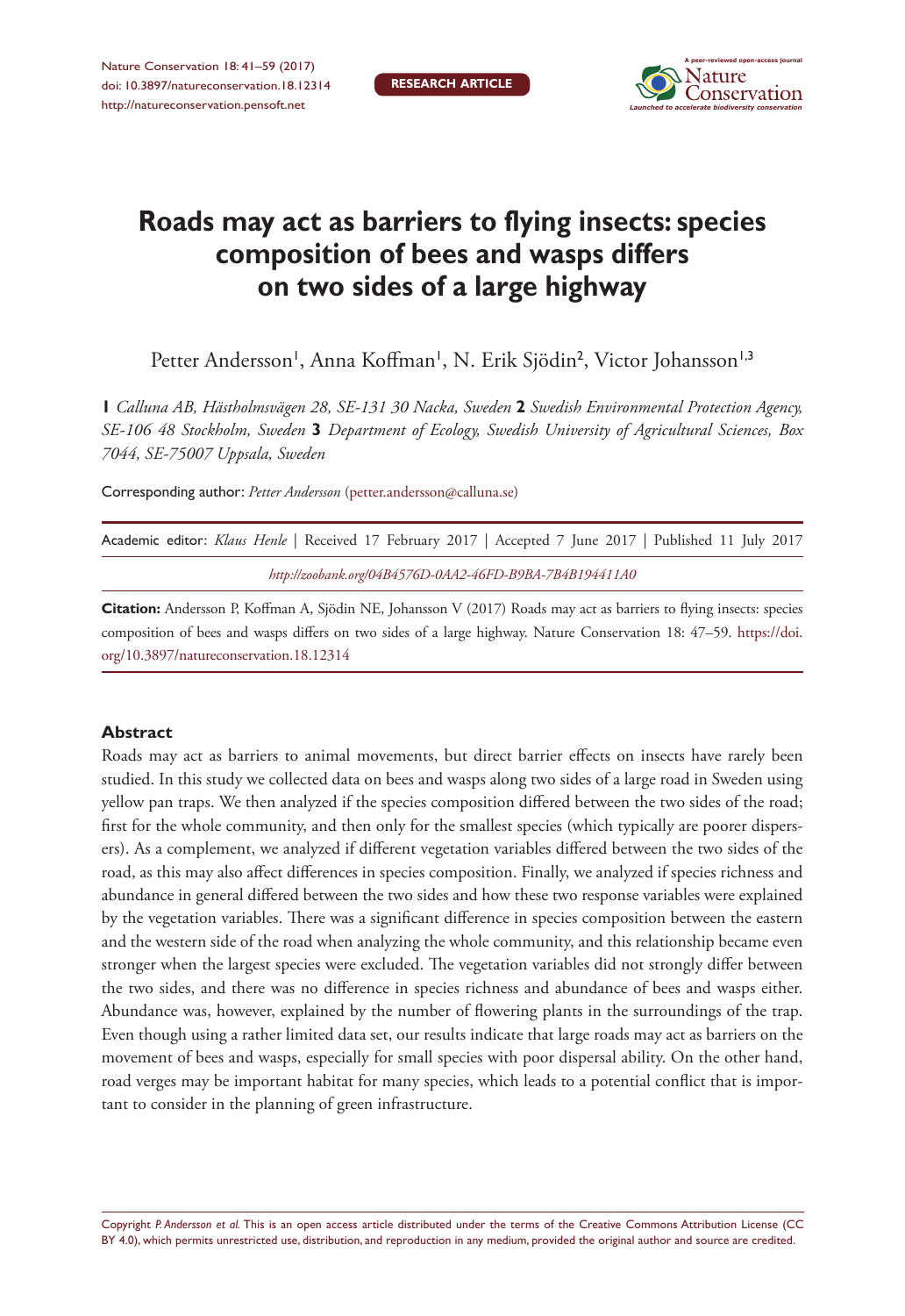# Roads may act as barriers to flying insects: species composition of bees and wasps differs on two sides of a large highway

Petter Andersson[1], Anna Koffman[1], N. Erik Sjödin[2], Victor Johansson[1,3]

**1** *Calluna AB, Hästholmsvägen 28, SE-131 30 Nacka, Sweden* **2** *Swedish Environmental Protection Agency, SE-106 48 Stockholm, Sweden* **3** *Department of Ecology, Swedish University of Agricultural Sciences, Box 7044, SE-75007 Uppsala, Sweden*

Corresponding author: *Petter Andersson* (petter.andersson@calluna.se)

Academic editor: *Klaus Henle* | Received 17 February 2017 | Accepted 7 June 2017 | Published 11 July 2017

*http://zoobank.org/04B4576D-0AA2-46FD-B9BA-7B4B194411A0*

**Citation:** Andersson P, Koffman A, Sjödin NE, Johansson V (2017) Roads may act as barriers to flying insects: species composition of bees and wasps differs on two sides of a large highway. Nature Conservation 18: 47–59. https://doi.org/10.3897/natureconservation.18.12314

### Abstract

Roads may act as barriers to animal movements, but direct barrier effects on insects have rarely been studied. In this study we collected data on bees and wasps along two sides of a large road in Sweden using yellow pan traps. We then analyzed if the species composition differed between the two sides of the road; first for the whole community, and then only for the smallest species (which typically are poorer dispersers). As a complement, we analyzed if different vegetation variables differed between the two sides of the road, as this may also affect differences in species composition. Finally, we analyzed if species richness and abundance in general differed between the two sides and how these two response variables were explained by the vegetation variables. There was a significant difference in species composition between the eastern and the western side of the road when analyzing the whole community, and this relationship became even stronger when the largest species were excluded. The vegetation variables did not strongly differ between the two sides, and there was no difference in species richness and abundance of bees and wasps either. Abundance was, however, explained by the number of flowering plants in the surroundings of the trap. Even though using a rather limited data set, our results indicate that large roads may act as barriers on the movement of bees and wasps, especially for small species with poor dispersal ability. On the other hand, road verges may be important habitat for many species, which leads to a potential conflict that is important to consider in the planning of green infrastructure.

Copyright *P. Andersson et al.* This is an open access article distributed under the terms of the Creative Commons Attribution License (CC BY 4.0), which permits unrestricted use, distribution, and reproduction in any medium, provided the original author and source are credited.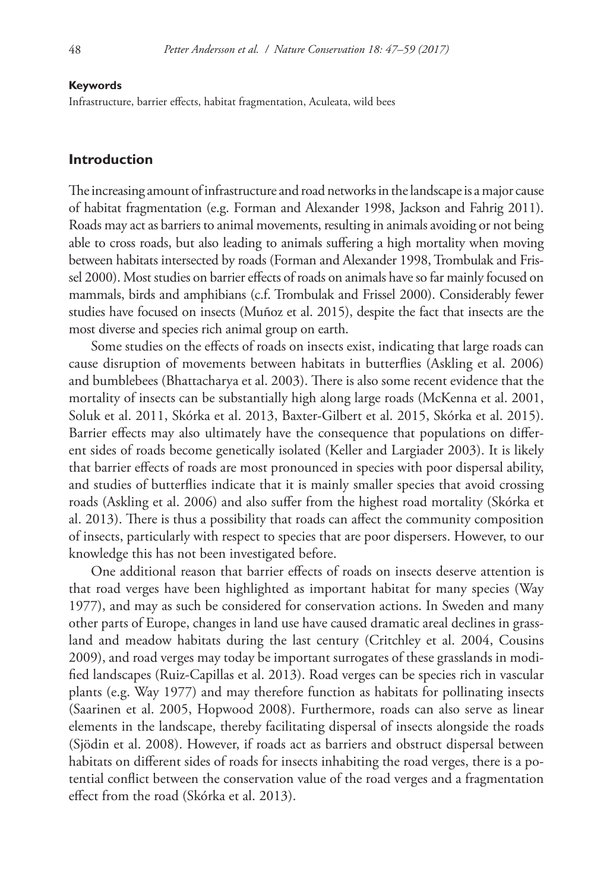**Keywords**

Infrastructure, barrier effects, habitat fragmentation, Aculeata, wild bees

## Introduction

The increasing amount of infrastructure and road networks in the landscape is a major cause of habitat fragmentation (e.g. Forman and Alexander 1998, Jackson and Fahrig 2011). Roads may act as barriers to animal movements, resulting in animals avoiding or not being able to cross roads, but also leading to animals suffering a high mortality when moving between habitats intersected by roads (Forman and Alexander 1998, Trombulak and Frissel 2000). Most studies on barrier effects of roads on animals have so far mainly focused on mammals, birds and amphibians (c.f. Trombulak and Frissel 2000). Considerably fewer studies have focused on insects (Muñoz et al. 2015), despite the fact that insects are the most diverse and species rich animal group on earth.

Some studies on the effects of roads on insects exist, indicating that large roads can cause disruption of movements between habitats in butterflies (Askling et al. 2006) and bumblebees (Bhattacharya et al. 2003). There is also some recent evidence that the mortality of insects can be substantially high along large roads (McKenna et al. 2001, Soluk et al. 2011, Skórka et al. 2013, Baxter-Gilbert et al. 2015, Skórka et al. 2015). Barrier effects may also ultimately have the consequence that populations on different sides of roads become genetically isolated (Keller and Largiader 2003). It is likely that barrier effects of roads are most pronounced in species with poor dispersal ability, and studies of butterflies indicate that it is mainly smaller species that avoid crossing roads (Askling et al. 2006) and also suffer from the highest road mortality (Skórka et al. 2013). There is thus a possibility that roads can affect the community composition of insects, particularly with respect to species that are poor dispersers. However, to our knowledge this has not been investigated before.

One additional reason that barrier effects of roads on insects deserve attention is that road verges have been highlighted as important habitat for many species (Way 1977), and may as such be considered for conservation actions. In Sweden and many other parts of Europe, changes in land use have caused dramatic areal declines in grassland and meadow habitats during the last century (Critchley et al. 2004, Cousins 2009), and road verges may today be important surrogates of these grasslands in modified landscapes (Ruiz-Capillas et al. 2013). Road verges can be species rich in vascular plants (e.g. Way 1977) and may therefore function as habitats for pollinating insects (Saarinen et al. 2005, Hopwood 2008). Furthermore, roads can also serve as linear elements in the landscape, thereby facilitating dispersal of insects alongside the roads (Sjödin et al. 2008). However, if roads act as barriers and obstruct dispersal between habitats on different sides of roads for insects inhabiting the road verges, there is a potential conflict between the conservation value of the road verges and a fragmentation effect from the road (Skórka et al. 2013).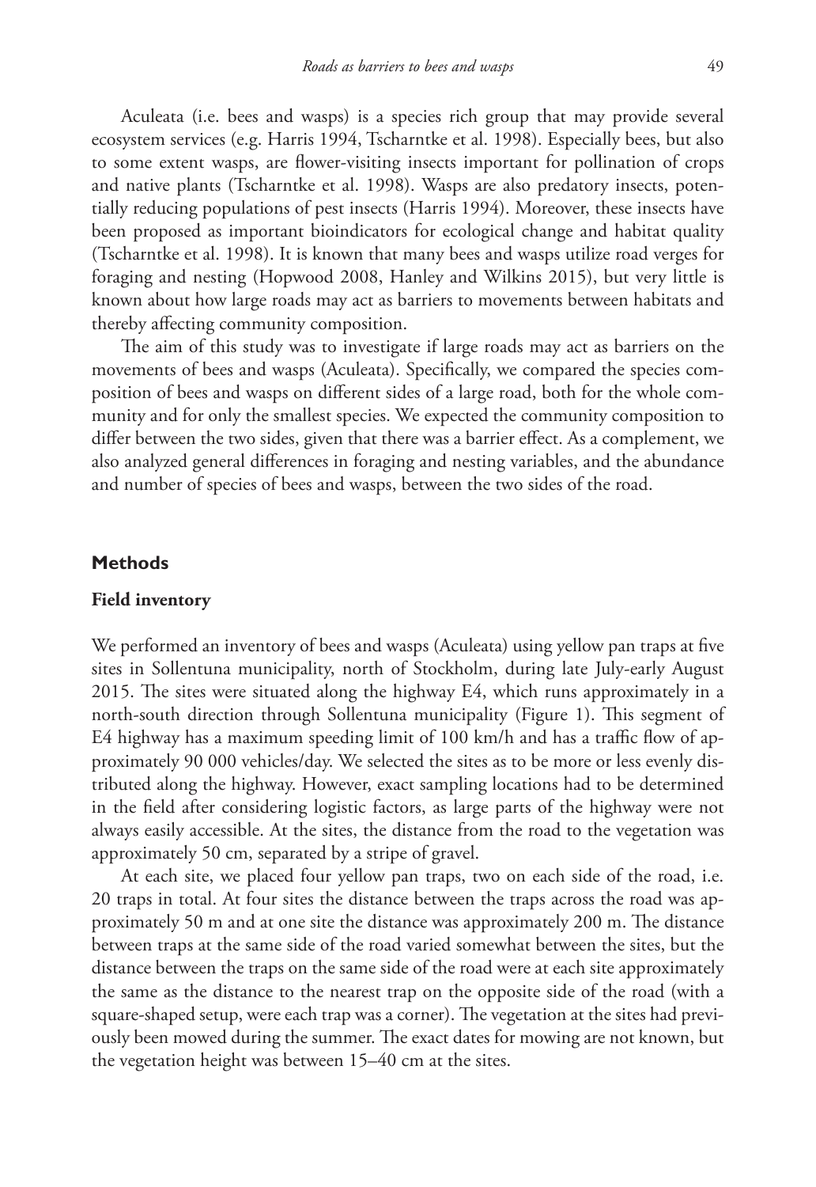Aculeata (i.e. bees and wasps) is a species rich group that may provide several ecosystem services (e.g. Harris 1994, Tscharntke et al. 1998). Especially bees, but also to some extent wasps, are flower-visiting insects important for pollination of crops and native plants (Tscharntke et al. 1998). Wasps are also predatory insects, potentially reducing populations of pest insects (Harris 1994). Moreover, these insects have been proposed as important bioindicators for ecological change and habitat quality (Tscharntke et al. 1998). It is known that many bees and wasps utilize road verges for foraging and nesting (Hopwood 2008, Hanley and Wilkins 2015), but very little is known about how large roads may act as barriers to movements between habitats and thereby affecting community composition.

The aim of this study was to investigate if large roads may act as barriers on the movements of bees and wasps (Aculeata). Specifically, we compared the species composition of bees and wasps on different sides of a large road, both for the whole community and for only the smallest species. We expected the community composition to differ between the two sides, given that there was a barrier effect. As a complement, we also analyzed general differences in foraging and nesting variables, and the abundance and number of species of bees and wasps, between the two sides of the road.

## Methods

### Field inventory

We performed an inventory of bees and wasps (Aculeata) using yellow pan traps at five sites in Sollentuna municipality, north of Stockholm, during late July-early August 2015. The sites were situated along the highway E4, which runs approximately in a north-south direction through Sollentuna municipality (Figure 1). This segment of E4 highway has a maximum speeding limit of 100 km/h and has a traffic flow of approximately 90 000 vehicles/day. We selected the sites as to be more or less evenly distributed along the highway. However, exact sampling locations had to be determined in the field after considering logistic factors, as large parts of the highway were not always easily accessible. At the sites, the distance from the road to the vegetation was approximately 50 cm, separated by a stripe of gravel.

At each site, we placed four yellow pan traps, two on each side of the road, i.e. 20 traps in total. At four sites the distance between the traps across the road was approximately 50 m and at one site the distance was approximately 200 m. The distance between traps at the same side of the road varied somewhat between the sites, but the distance between the traps on the same side of the road were at each site approximately the same as the distance to the nearest trap on the opposite side of the road (with a square-shaped setup, were each trap was a corner). The vegetation at the sites had previously been mowed during the summer. The exact dates for mowing are not known, but the vegetation height was between 15–40 cm at the sites.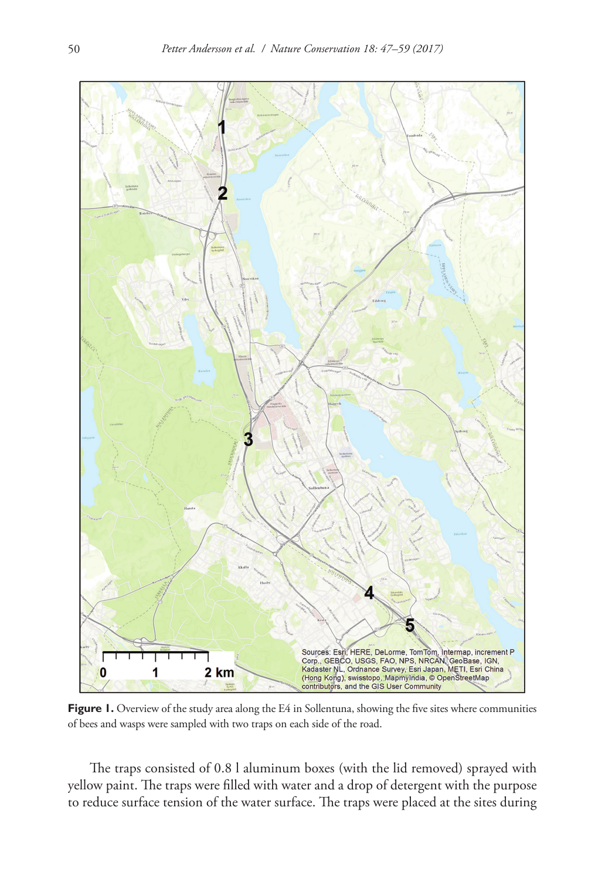**Figure 1.** Overview of the study area along the E4 in Sollentuna, showing the five sites where communities of bees and wasps were sampled with two traps on each side of the road.

The traps consisted of 0.8 l aluminum boxes (with the lid removed) sprayed with yellow paint. The traps were filled with water and a drop of detergent with the purpose to reduce surface tension of the water surface. The traps were placed at the sites during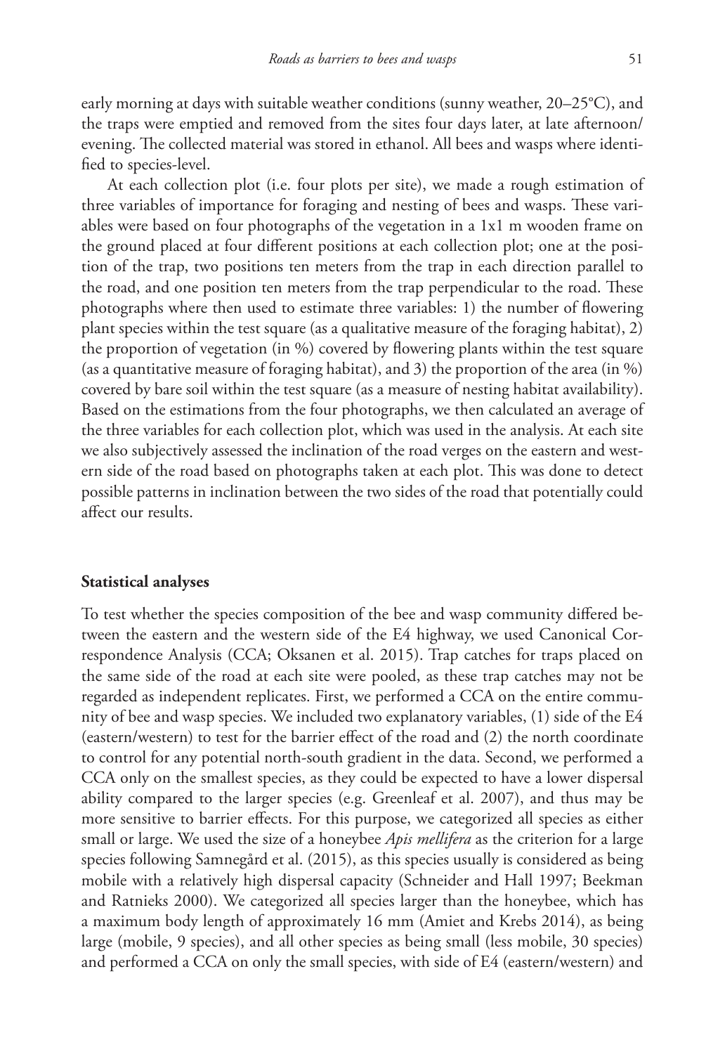early morning at days with suitable weather conditions (sunny weather, 20–25°C), and the traps were emptied and removed from the sites four days later, at late afternoon/evening. The collected material was stored in ethanol. All bees and wasps where identified to species-level.

At each collection plot (i.e. four plots per site), we made a rough estimation of three variables of importance for foraging and nesting of bees and wasps. These variables were based on four photographs of the vegetation in a 1x1 m wooden frame on the ground placed at four different positions at each collection plot; one at the position of the trap, two positions ten meters from the trap in each direction parallel to the road, and one position ten meters from the trap perpendicular to the road. These photographs where then used to estimate three variables: 1) the number of flowering plant species within the test square (as a qualitative measure of the foraging habitat), 2) the proportion of vegetation (in %) covered by flowering plants within the test square (as a quantitative measure of foraging habitat), and 3) the proportion of the area (in %) covered by bare soil within the test square (as a measure of nesting habitat availability). Based on the estimations from the four photographs, we then calculated an average of the three variables for each collection plot, which was used in the analysis. At each site we also subjectively assessed the inclination of the road verges on the eastern and western side of the road based on photographs taken at each plot. This was done to detect possible patterns in inclination between the two sides of the road that potentially could affect our results.

### Statistical analyses

To test whether the species composition of the bee and wasp community differed between the eastern and the western side of the E4 highway, we used Canonical Correspondence Analysis (CCA; Oksanen et al. 2015). Trap catches for traps placed on the same side of the road at each site were pooled, as these trap catches may not be regarded as independent replicates. First, we performed a CCA on the entire community of bee and wasp species. We included two explanatory variables, (1) side of the E4 (eastern/western) to test for the barrier effect of the road and (2) the north coordinate to control for any potential north-south gradient in the data. Second, we performed a CCA only on the smallest species, as they could be expected to have a lower dispersal ability compared to the larger species (e.g. Greenleaf et al. 2007), and thus may be more sensitive to barrier effects. For this purpose, we categorized all species as either small or large. We used the size of a honeybee *Apis mellifera* as the criterion for a large species following Samnegård et al. (2015), as this species usually is considered as being mobile with a relatively high dispersal capacity (Schneider and Hall 1997; Beekman and Ratnieks 2000). We categorized all species larger than the honeybee, which has a maximum body length of approximately 16 mm (Amiet and Krebs 2014), as being large (mobile, 9 species), and all other species as being small (less mobile, 30 species) and performed a CCA on only the small species, with side of E4 (eastern/western) and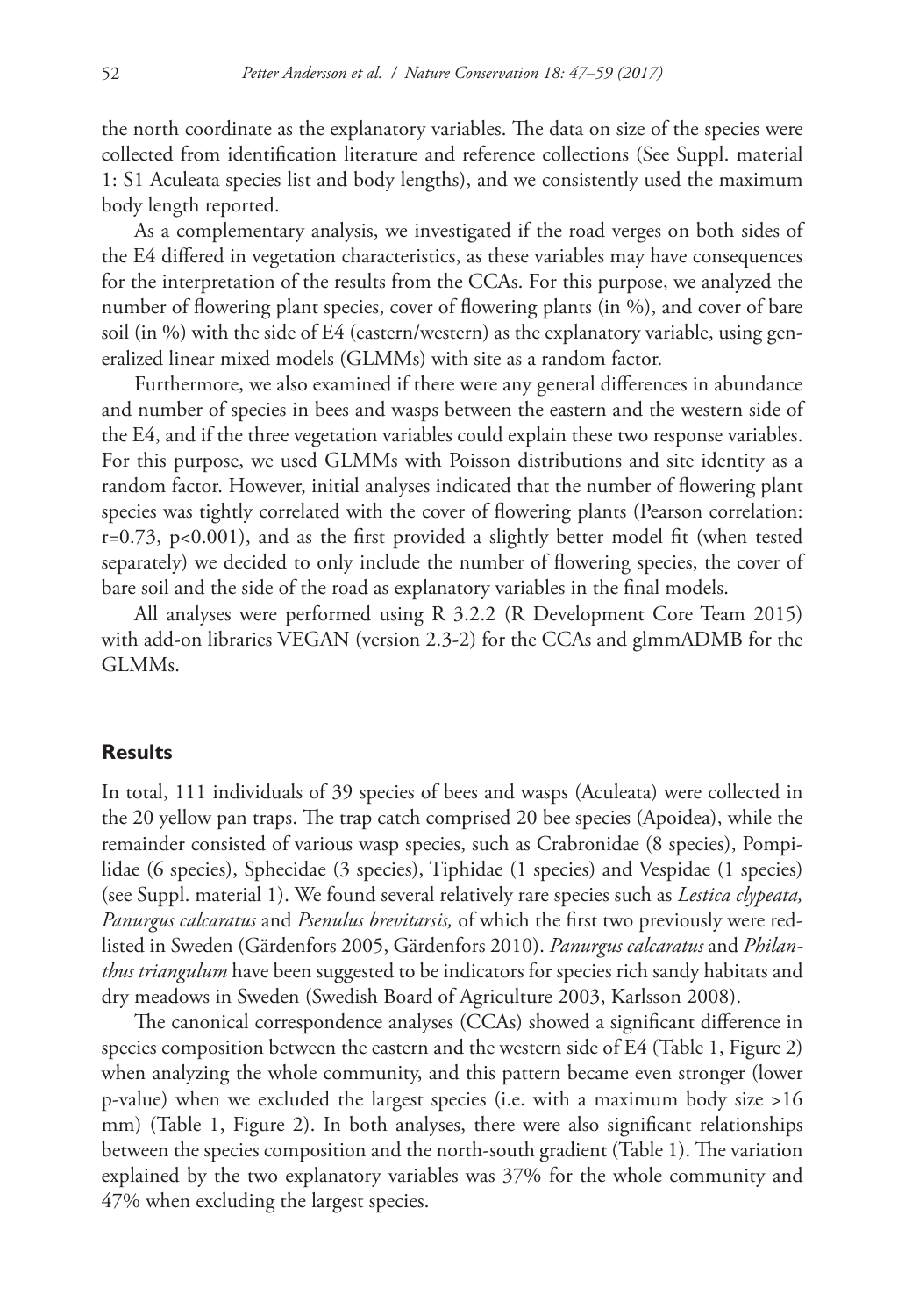the north coordinate as the explanatory variables. The data on size of the species were collected from identification literature and reference collections (See Suppl. material 1: S1 Aculeata species list and body lengths), and we consistently used the maximum body length reported.

As a complementary analysis, we investigated if the road verges on both sides of the E4 differed in vegetation characteristics, as these variables may have consequences for the interpretation of the results from the CCAs. For this purpose, we analyzed the number of flowering plant species, cover of flowering plants (in %), and cover of bare soil (in %) with the side of E4 (eastern/western) as the explanatory variable, using generalized linear mixed models (GLMMs) with site as a random factor.

Furthermore, we also examined if there were any general differences in abundance and number of species in bees and wasps between the eastern and the western side of the E4, and if the three vegetation variables could explain these two response variables. For this purpose, we used GLMMs with Poisson distributions and site identity as a random factor. However, initial analyses indicated that the number of flowering plant species was tightly correlated with the cover of flowering plants (Pearson correlation: $r=0.73$, $p<0.001$), and as the first provided a slightly better model fit (when tested separately) we decided to only include the number of flowering species, the cover of bare soil and the side of the road as explanatory variables in the final models.

All analyses were performed using R 3.2.2 (R Development Core Team 2015) with add-on libraries VEGAN (version 2.3-2) for the CCAs and glmmADMB for the GLMMs.

## Results

In total, 111 individuals of 39 species of bees and wasps (Aculeata) were collected in the 20 yellow pan traps. The trap catch comprised 20 bee species (Apoidea), while the remainder consisted of various wasp species, such as Crabronidae (8 species), Pompilidae (6 species), Sphecidae (3 species), Tiphidae (1 species) and Vespidae (1 species) (see Suppl. material 1). We found several relatively rare species such as *Lestica clypeata, Panurgus calcaratus* and *Psenulus brevitarsis,* of which the first two previously were redlisted in Sweden (Gärdenfors 2005, Gärdenfors 2010). *Panurgus calcaratus* and *Philanthus triangulum* have been suggested to be indicators for species rich sandy habitats and dry meadows in Sweden (Swedish Board of Agriculture 2003, Karlsson 2008).

The canonical correspondence analyses (CCAs) showed a significant difference in species composition between the eastern and the western side of E4 (Table 1, Figure 2) when analyzing the whole community, and this pattern became even stronger (lower p-value) when we excluded the largest species (i.e. with a maximum body size >16 mm) (Table 1, Figure 2). In both analyses, there were also significant relationships between the species composition and the north-south gradient (Table 1). The variation explained by the two explanatory variables was 37% for the whole community and 47% when excluding the largest species.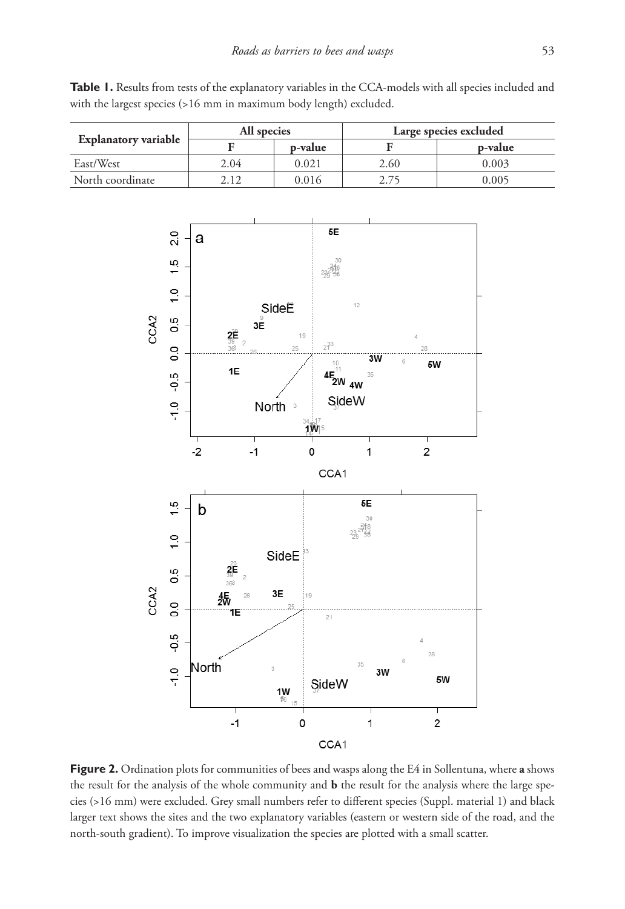**Table 1.** Results from tests of the explanatory variables in the CCA-models with all species included and with the largest species (>16 mm in maximum body length) excluded.

| Explanatory variable | All species | | Large species excluded | |
|---|---|---|---|---|
| | F | p-value | F | p-value |
| East/West | 2.04 | 0.021 | 2.60 | 0.003 |
| North coordinate | 2.12 | 0.016 | 2.75 | 0.005 |

**Figure 2.** Ordination plots for communities of bees and wasps along the E4 in Sollentuna, where **a** shows the result for the analysis of the whole community and **b** the result for the analysis where the large species (>16 mm) were excluded. Grey small numbers refer to different species (Suppl. material 1) and black larger text shows the sites and the two explanatory variables (eastern or western side of the road, and the north-south gradient). To improve visualization the species are plotted with a small scatter.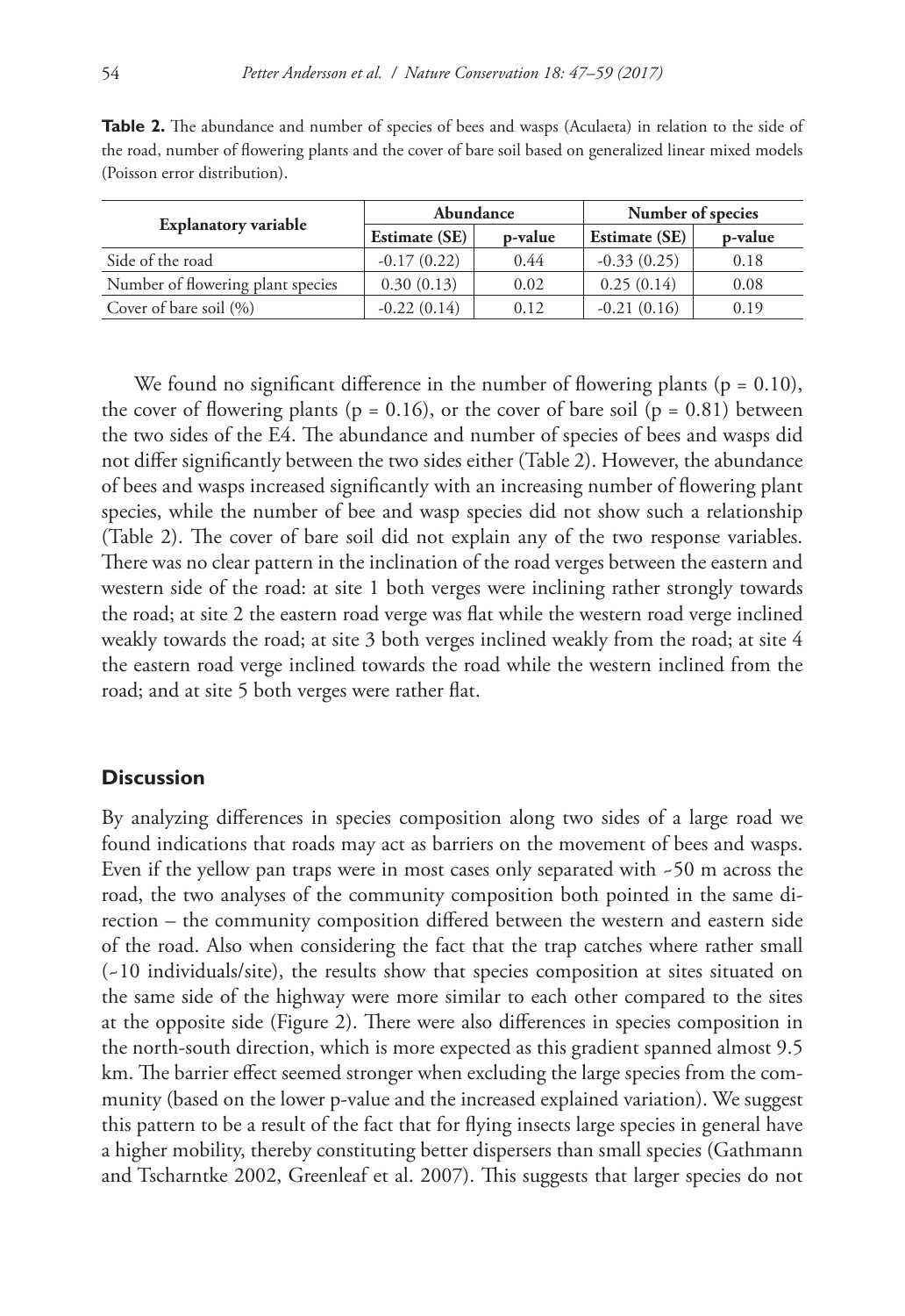**Table 2.** The abundance and number of species of bees and wasps (Aculaeta) in relation to the side of the road, number of flowering plants and the cover of bare soil based on generalized linear mixed models (Poisson error distribution).

| Explanatory variable | Abundance | | Number of species | |
|---|---|---|---|---|
| | Estimate (SE) | p-value | Estimate (SE) | p-value |
| Side of the road | -0.17 (0.22) | 0.44 | -0.33 (0.25) | 0.18 |
| Number of flowering plant species | 0.30 (0.13) | 0.02 | 0.25 (0.14) | 0.08 |
| Cover of bare soil (%) | -0.22 (0.14) | 0.12 | -0.21 (0.16) | 0.19 |

We found no significant difference in the number of flowering plants ($p = 0.10$), the cover of flowering plants ($p = 0.16$), or the cover of bare soil ($p = 0.81$) between the two sides of the E4. The abundance and number of species of bees and wasps did not differ significantly between the two sides either (Table 2). However, the abundance of bees and wasps increased significantly with an increasing number of flowering plant species, while the number of bee and wasp species did not show such a relationship (Table 2). The cover of bare soil did not explain any of the two response variables. There was no clear pattern in the inclination of the road verges between the eastern and western side of the road: at site 1 both verges were inclining rather strongly towards the road; at site 2 the eastern road verge was flat while the western road verge inclined weakly towards the road; at site 3 both verges inclined weakly from the road; at site 4 the eastern road verge inclined towards the road while the western inclined from the road; and at site 5 both verges were rather flat.

## Discussion

By analyzing differences in species composition along two sides of a large road we found indications that roads may act as barriers on the movement of bees and wasps. Even if the yellow pan traps were in most cases only separated with ~50 m across the road, the two analyses of the community composition both pointed in the same direction – the community composition differed between the western and eastern side of the road. Also when considering the fact that the trap catches where rather small (~10 individuals/site), the results show that species composition at sites situated on the same side of the highway were more similar to each other compared to the sites at the opposite side (Figure 2). There were also differences in species composition in the north-south direction, which is more expected as this gradient spanned almost 9.5 km. The barrier effect seemed stronger when excluding the large species from the community (based on the lower p-value and the increased explained variation). We suggest this pattern to be a result of the fact that for flying insects large species in general have a higher mobility, thereby constituting better dispersers than small species (Gathmann and Tscharntke 2002, Greenleaf et al. 2007). This suggests that larger species do not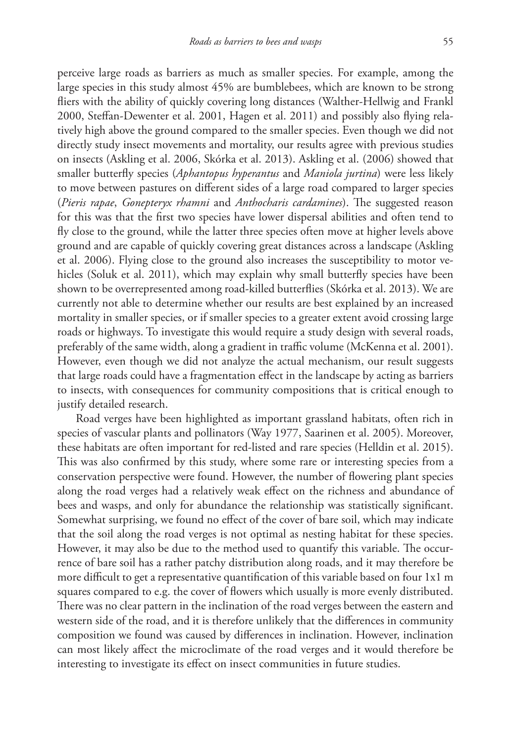perceive large roads as barriers as much as smaller species. For example, among the large species in this study almost 45% are bumblebees, which are known to be strong fliers with the ability of quickly covering long distances (Walther-Hellwig and Frankl 2000, Steffan-Dewenter et al. 2001, Hagen et al. 2011) and possibly also flying relatively high above the ground compared to the smaller species. Even though we did not directly study insect movements and mortality, our results agree with previous studies on insects (Askling et al. 2006, Skórka et al. 2013). Askling et al. (2006) showed that smaller butterfly species (*Aphantopus hyperantus* and *Maniola jurtina*) were less likely to move between pastures on different sides of a large road compared to larger species (*Pieris rapae*, *Gonepteryx rhamni* and *Anthocharis cardamines*). The suggested reason for this was that the first two species have lower dispersal abilities and often tend to fly close to the ground, while the latter three species often move at higher levels above ground and are capable of quickly covering great distances across a landscape (Askling et al. 2006). Flying close to the ground also increases the susceptibility to motor vehicles (Soluk et al. 2011), which may explain why small butterfly species have been shown to be overrepresented among road-killed butterflies (Skórka et al. 2013). We are currently not able to determine whether our results are best explained by an increased mortality in smaller species, or if smaller species to a greater extent avoid crossing large roads or highways. To investigate this would require a study design with several roads, preferably of the same width, along a gradient in traffic volume (McKenna et al. 2001). However, even though we did not analyze the actual mechanism, our result suggests that large roads could have a fragmentation effect in the landscape by acting as barriers to insects, with consequences for community compositions that is critical enough to justify detailed research.

Road verges have been highlighted as important grassland habitats, often rich in species of vascular plants and pollinators (Way 1977, Saarinen et al. 2005). Moreover, these habitats are often important for red-listed and rare species (Helldin et al. 2015). This was also confirmed by this study, where some rare or interesting species from a conservation perspective were found. However, the number of flowering plant species along the road verges had a relatively weak effect on the richness and abundance of bees and wasps, and only for abundance the relationship was statistically significant. Somewhat surprising, we found no effect of the cover of bare soil, which may indicate that the soil along the road verges is not optimal as nesting habitat for these species. However, it may also be due to the method used to quantify this variable. The occurrence of bare soil has a rather patchy distribution along roads, and it may therefore be more difficult to get a representative quantification of this variable based on four 1x1 m squares compared to e.g. the cover of flowers which usually is more evenly distributed. There was no clear pattern in the inclination of the road verges between the eastern and western side of the road, and it is therefore unlikely that the differences in community composition we found was caused by differences in inclination. However, inclination can most likely affect the microclimate of the road verges and it would therefore be interesting to investigate its effect on insect communities in future studies.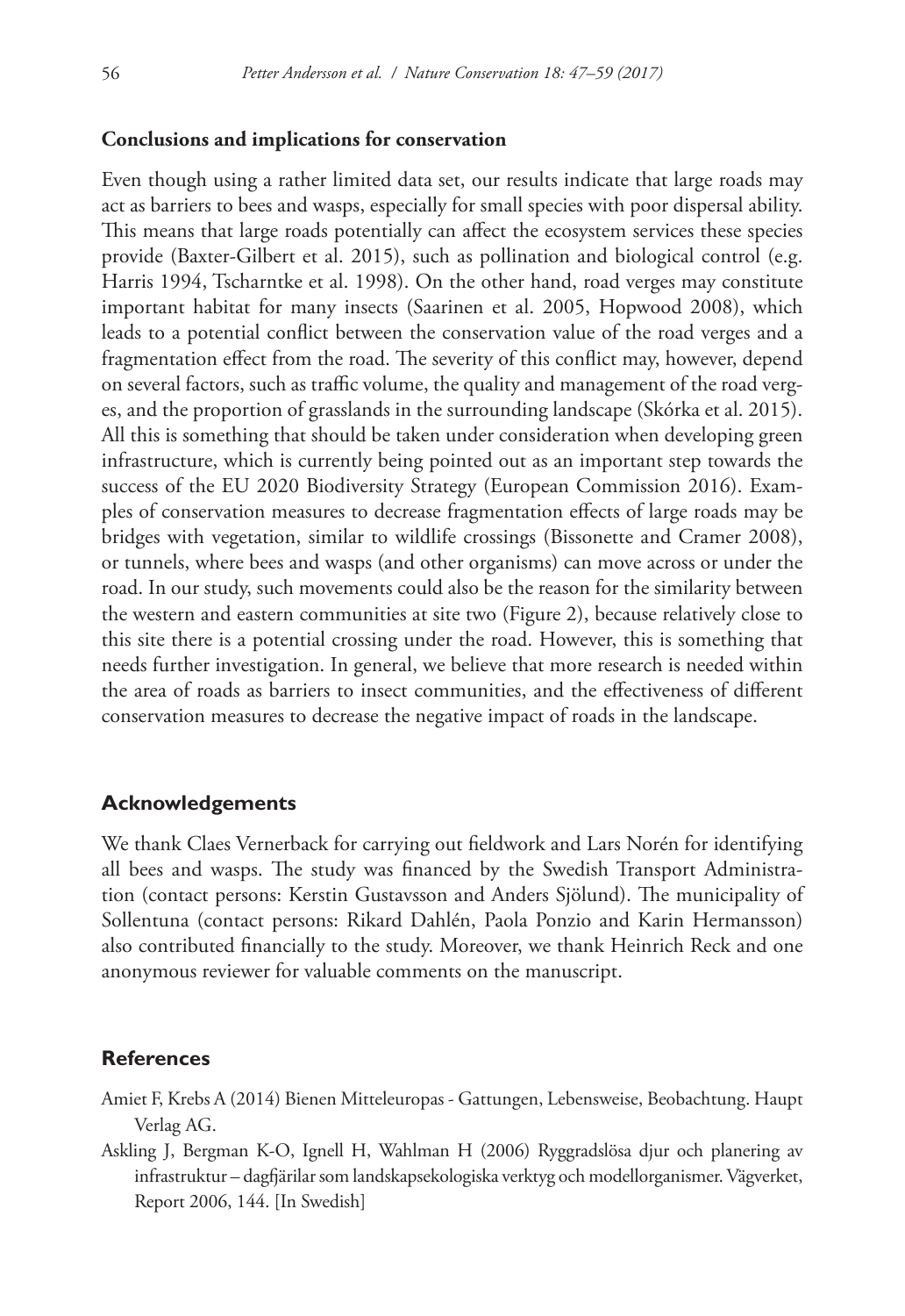### Conclusions and implications for conservation

Even though using a rather limited data set, our results indicate that large roads may act as barriers to bees and wasps, especially for small species with poor dispersal ability. This means that large roads potentially can affect the ecosystem services these species provide (Baxter-Gilbert et al. 2015), such as pollination and biological control (e.g. Harris 1994, Tscharntke et al. 1998). On the other hand, road verges may constitute important habitat for many insects (Saarinen et al. 2005, Hopwood 2008), which leads to a potential conflict between the conservation value of the road verges and a fragmentation effect from the road. The severity of this conflict may, however, depend on several factors, such as traffic volume, the quality and management of the road verges, and the proportion of grasslands in the surrounding landscape (Skórka et al. 2015). All this is something that should be taken under consideration when developing green infrastructure, which is currently being pointed out as an important step towards the success of the EU 2020 Biodiversity Strategy (European Commission 2016). Examples of conservation measures to decrease fragmentation effects of large roads may be bridges with vegetation, similar to wildlife crossings (Bissonette and Cramer 2008), or tunnels, where bees and wasps (and other organisms) can move across or under the road. In our study, such movements could also be the reason for the similarity between the western and eastern communities at site two (Figure 2), because relatively close to this site there is a potential crossing under the road. However, this is something that needs further investigation. In general, we believe that more research is needed within the area of roads as barriers to insect communities, and the effectiveness of different conservation measures to decrease the negative impact of roads in the landscape.

## Acknowledgements

We thank Claes Vernerback for carrying out fieldwork and Lars Norén for identifying all bees and wasps. The study was financed by the Swedish Transport Administration (contact persons: Kerstin Gustavsson and Anders Sjölund). The municipality of Sollentuna (contact persons: Rikard Dahlén, Paola Ponzio and Karin Hermansson) also contributed financially to the study. Moreover, we thank Heinrich Reck and one anonymous reviewer for valuable comments on the manuscript.

## References

Amiet F, Krebs A (2014) Bienen Mitteleuropas - Gattungen, Lebensweise, Beobachtung. Haupt Verlag AG.

Askling J, Bergman K-O, Ignell H, Wahlman H (2006) Ryggradslösa djur och planering av infrastruktur – dagfjärilar som landskapsekologiska verktyg och modellorganismer. Vägverket, Report 2006, 144. [In Swedish]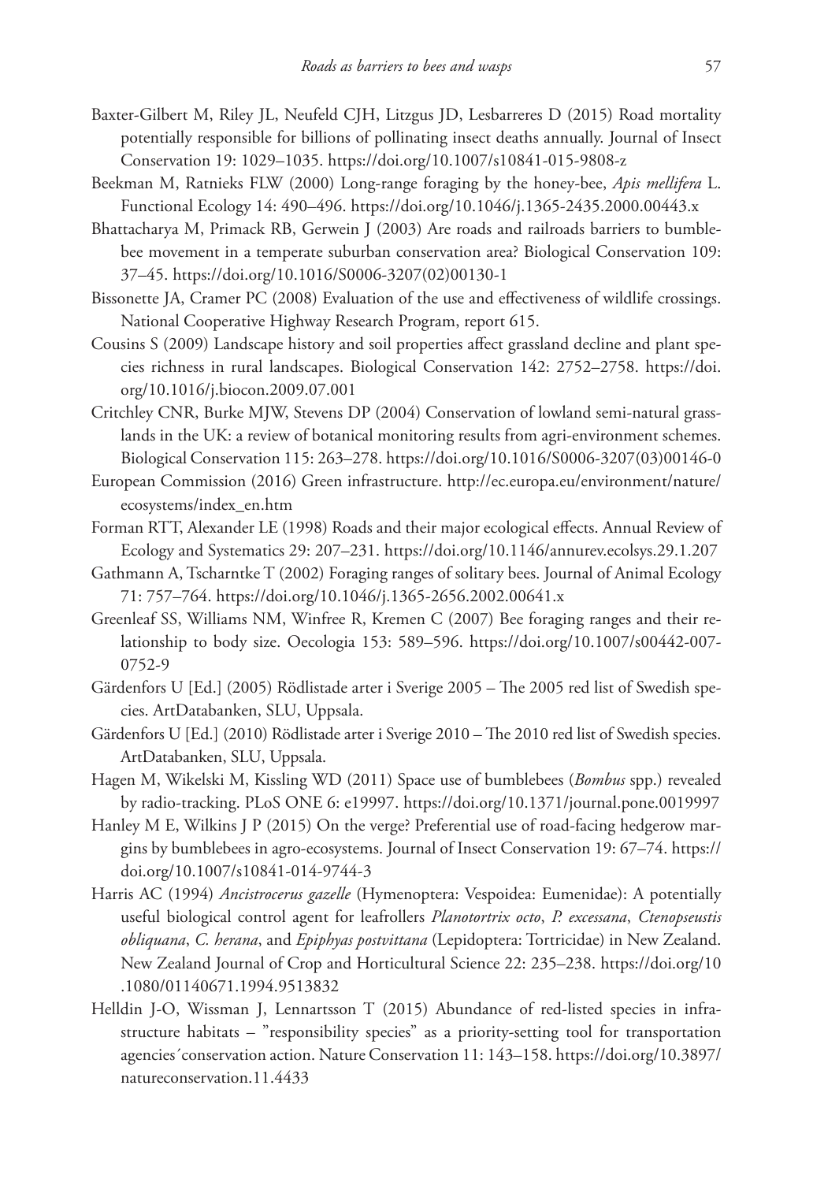Baxter-Gilbert M, Riley JL, Neufeld CJH, Litzgus JD, Lesbarreres D (2015) Road mortality potentially responsible for billions of pollinating insect deaths annually. Journal of Insect Conservation 19: 1029–1035. https://doi.org/10.1007/s10841-015-9808-z

Beekman M, Ratnieks FLW (2000) Long-range foraging by the honey-bee, *Apis mellifera* L. Functional Ecology 14: 490–496. https://doi.org/10.1046/j.1365-2435.2000.00443.x

Bhattacharya M, Primack RB, Gerwein J (2003) Are roads and railroads barriers to bumblebee movement in a temperate suburban conservation area? Biological Conservation 109: 37–45. https://doi.org/10.1016/S0006-3207(02)00130-1

Bissonette JA, Cramer PC (2008) Evaluation of the use and effectiveness of wildlife crossings. National Cooperative Highway Research Program, report 615.

Cousins S (2009) Landscape history and soil properties affect grassland decline and plant species richness in rural landscapes. Biological Conservation 142: 2752–2758. https://doi.org/10.1016/j.biocon.2009.07.001

Critchley CNR, Burke MJW, Stevens DP (2004) Conservation of lowland semi-natural grasslands in the UK: a review of botanical monitoring results from agri-environment schemes. Biological Conservation 115: 263–278. https://doi.org/10.1016/S0006-3207(03)00146-0

European Commission (2016) Green infrastructure. http://ec.europa.eu/environment/nature/ecosystems/index_en.htm

Forman RTT, Alexander LE (1998) Roads and their major ecological effects. Annual Review of Ecology and Systematics 29: 207–231. https://doi.org/10.1146/annurev.ecolsys.29.1.207

Gathmann A, Tscharntke T (2002) Foraging ranges of solitary bees. Journal of Animal Ecology 71: 757–764. https://doi.org/10.1046/j.1365-2656.2002.00641.x

Greenleaf SS, Williams NM, Winfree R, Kremen C (2007) Bee foraging ranges and their relationship to body size. Oecologia 153: 589–596. https://doi.org/10.1007/s00442-007-0752-9

Gärdenfors U [Ed.] (2005) Rödlistade arter i Sverige 2005 – The 2005 red list of Swedish species. ArtDatabanken, SLU, Uppsala.

Gärdenfors U [Ed.] (2010) Rödlistade arter i Sverige 2010 – The 2010 red list of Swedish species. ArtDatabanken, SLU, Uppsala.

Hagen M, Wikelski M, Kissling WD (2011) Space use of bumblebees (*Bombus* spp.) revealed by radio-tracking. PLoS ONE 6: e19997. https://doi.org/10.1371/journal.pone.0019997

Hanley M E, Wilkins J P (2015) On the verge? Preferential use of road-facing hedgerow margins by bumblebees in agro-ecosystems. Journal of Insect Conservation 19: 67–74. https://doi.org/10.1007/s10841-014-9744-3

Harris AC (1994) *Ancistrocerus gazelle* (Hymenoptera: Vespoidea: Eumenidae): A potentially useful biological control agent for leafrollers *Planotortrix octo*, *P. excessana*, *Ctenopseustis obliquana*, *C. herana*, and *Epiphyas postvittana* (Lepidoptera: Tortricidae) in New Zealand. New Zealand Journal of Crop and Horticultural Science 22: 235–238. https://doi.org/10.1080/01140671.1994.9513832

Helldin J-O, Wissman J, Lennartsson T (2015) Abundance of red-listed species in infrastructure habitats – "responsibility species" as a priority-setting tool for transportation agencies´conservation action. Nature Conservation 11: 143–158. https://doi.org/10.3897/natureconservation.11.4433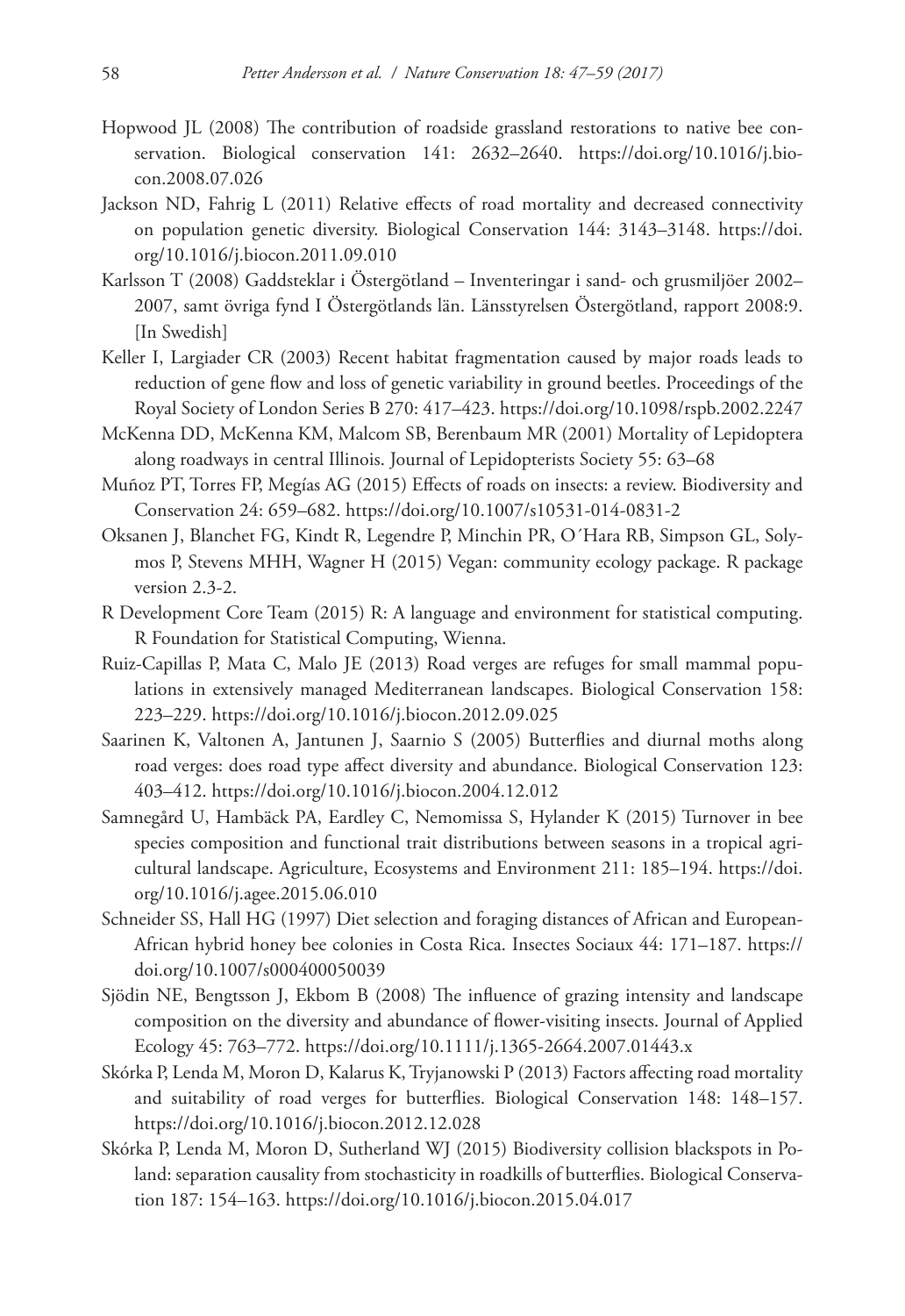Hopwood JL (2008) The contribution of roadside grassland restorations to native bee conservation. Biological conservation 141: 2632–2640. https://doi.org/10.1016/j.biocon.2008.07.026

Jackson ND, Fahrig L (2011) Relative effects of road mortality and decreased connectivity on population genetic diversity. Biological Conservation 144: 3143–3148. https://doi.org/10.1016/j.biocon.2011.09.010

Karlsson T (2008) Gaddsteklar i Östergötland – Inventeringar i sand- och grusmiljöer 2002–2007, samt övriga fynd I Östergötlands län. Länsstyrelsen Östergötland, rapport 2008:9. [In Swedish]

Keller I, Largiader CR (2003) Recent habitat fragmentation caused by major roads leads to reduction of gene flow and loss of genetic variability in ground beetles. Proceedings of the Royal Society of London Series B 270: 417–423. https://doi.org/10.1098/rspb.2002.2247

McKenna DD, McKenna KM, Malcom SB, Berenbaum MR (2001) Mortality of Lepidoptera along roadways in central Illinois. Journal of Lepidopterists Society 55: 63–68

Muñoz PT, Torres FP, Megías AG (2015) Effects of roads on insects: a review. Biodiversity and Conservation 24: 659–682. https://doi.org/10.1007/s10531-014-0831-2

Oksanen J, Blanchet FG, Kindt R, Legendre P, Minchin PR, O´Hara RB, Simpson GL, Solymos P, Stevens MHH, Wagner H (2015) Vegan: community ecology package. R package version 2.3-2.

R Development Core Team (2015) R: A language and environment for statistical computing. R Foundation for Statistical Computing, Wienna.

Ruiz-Capillas P, Mata C, Malo JE (2013) Road verges are refuges for small mammal populations in extensively managed Mediterranean landscapes. Biological Conservation 158: 223–229. https://doi.org/10.1016/j.biocon.2012.09.025

Saarinen K, Valtonen A, Jantunen J, Saarnio S (2005) Butterflies and diurnal moths along road verges: does road type affect diversity and abundance. Biological Conservation 123: 403–412. https://doi.org/10.1016/j.biocon.2004.12.012

Samnegård U, Hambäck PA, Eardley C, Nemomissa S, Hylander K (2015) Turnover in bee species composition and functional trait distributions between seasons in a tropical agricultural landscape. Agriculture, Ecosystems and Environment 211: 185–194. https://doi.org/10.1016/j.agee.2015.06.010

Schneider SS, Hall HG (1997) Diet selection and foraging distances of African and European-African hybrid honey bee colonies in Costa Rica. Insectes Sociaux 44: 171–187. https://doi.org/10.1007/s000400050039

Sjödin NE, Bengtsson J, Ekbom B (2008) The influence of grazing intensity and landscape composition on the diversity and abundance of flower-visiting insects. Journal of Applied Ecology 45: 763–772. https://doi.org/10.1111/j.1365-2664.2007.01443.x

Skórka P, Lenda M, Moron D, Kalarus K, Tryjanowski P (2013) Factors affecting road mortality and suitability of road verges for butterflies. Biological Conservation 148: 148–157. https://doi.org/10.1016/j.biocon.2012.12.028

Skórka P, Lenda M, Moron D, Sutherland WJ (2015) Biodiversity collision blackspots in Poland: separation causality from stochasticity in roadkills of butterflies. Biological Conservation 187: 154–163. https://doi.org/10.1016/j.biocon.2015.04.017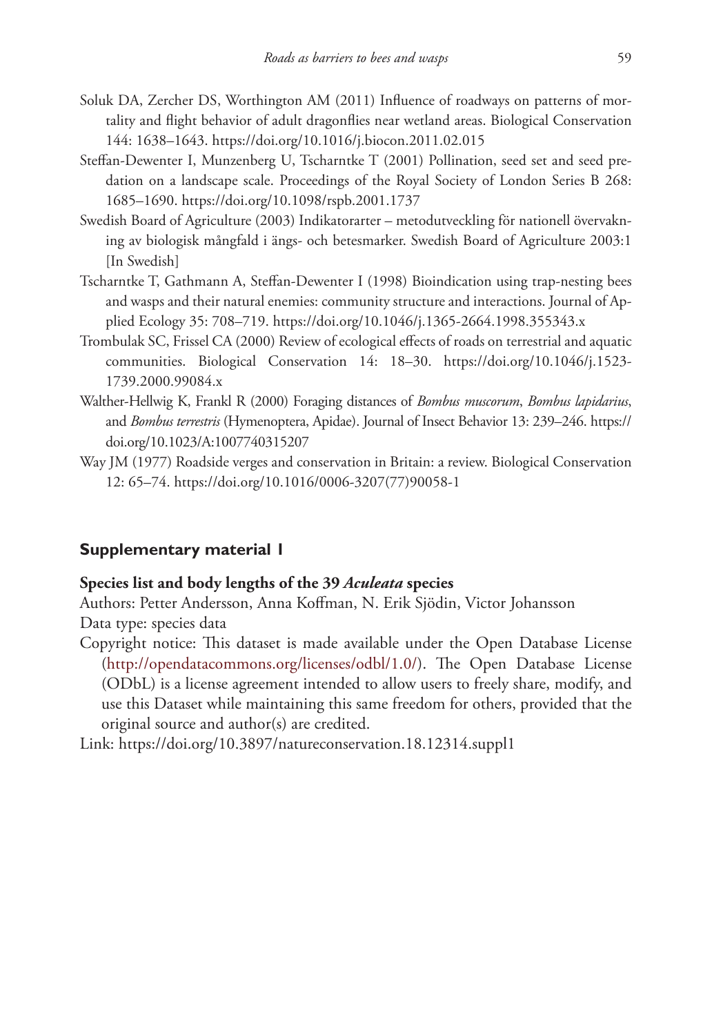Soluk DA, Zercher DS, Worthington AM (2011) Influence of roadways on patterns of mortality and flight behavior of adult dragonflies near wetland areas. Biological Conservation 144: 1638–1643. https://doi.org/10.1016/j.biocon.2011.02.015

Steffan-Dewenter I, Munzenberg U, Tscharntke T (2001) Pollination, seed set and seed predation on a landscape scale. Proceedings of the Royal Society of London Series B 268: 1685–1690. https://doi.org/10.1098/rspb.2001.1737

Swedish Board of Agriculture (2003) Indikatorarter – metodutveckling för nationell övervakning av biologisk mångfald i ängs- och betesmarker. Swedish Board of Agriculture 2003:1 [In Swedish]

Tscharntke T, Gathmann A, Steffan-Dewenter I (1998) Bioindication using trap-nesting bees and wasps and their natural enemies: community structure and interactions. Journal of Applied Ecology 35: 708–719. https://doi.org/10.1046/j.1365-2664.1998.355343.x

Trombulak SC, Frissel CA (2000) Review of ecological effects of roads on terrestrial and aquatic communities. Biological Conservation 14: 18–30. https://doi.org/10.1046/j.1523-1739.2000.99084.x

Walther-Hellwig K, Frankl R (2000) Foraging distances of *Bombus muscorum*, *Bombus lapidarius*, and *Bombus terrestris* (Hymenoptera, Apidae). Journal of Insect Behavior 13: 239–246. https://doi.org/10.1023/A:1007740315207

Way JM (1977) Roadside verges and conservation in Britain: a review. Biological Conservation 12: 65–74. https://doi.org/10.1016/0006-3207(77)90058-1

## Supplementary material 1

**Species list and body lengths of the 39 *Aculeata* species**

Authors: Petter Andersson, Anna Koffman, N. Erik Sjödin, Victor Johansson

Data type: species data

Copyright notice: This dataset is made available under the Open Database License (http://opendatacommons.org/licenses/odbl/1.0/). The Open Database License (ODbL) is a license agreement intended to allow users to freely share, modify, and use this Dataset while maintaining this same freedom for others, provided that the original source and author(s) are credited.

Link: https://doi.org/10.3897/natureconservation.18.12314.suppl1